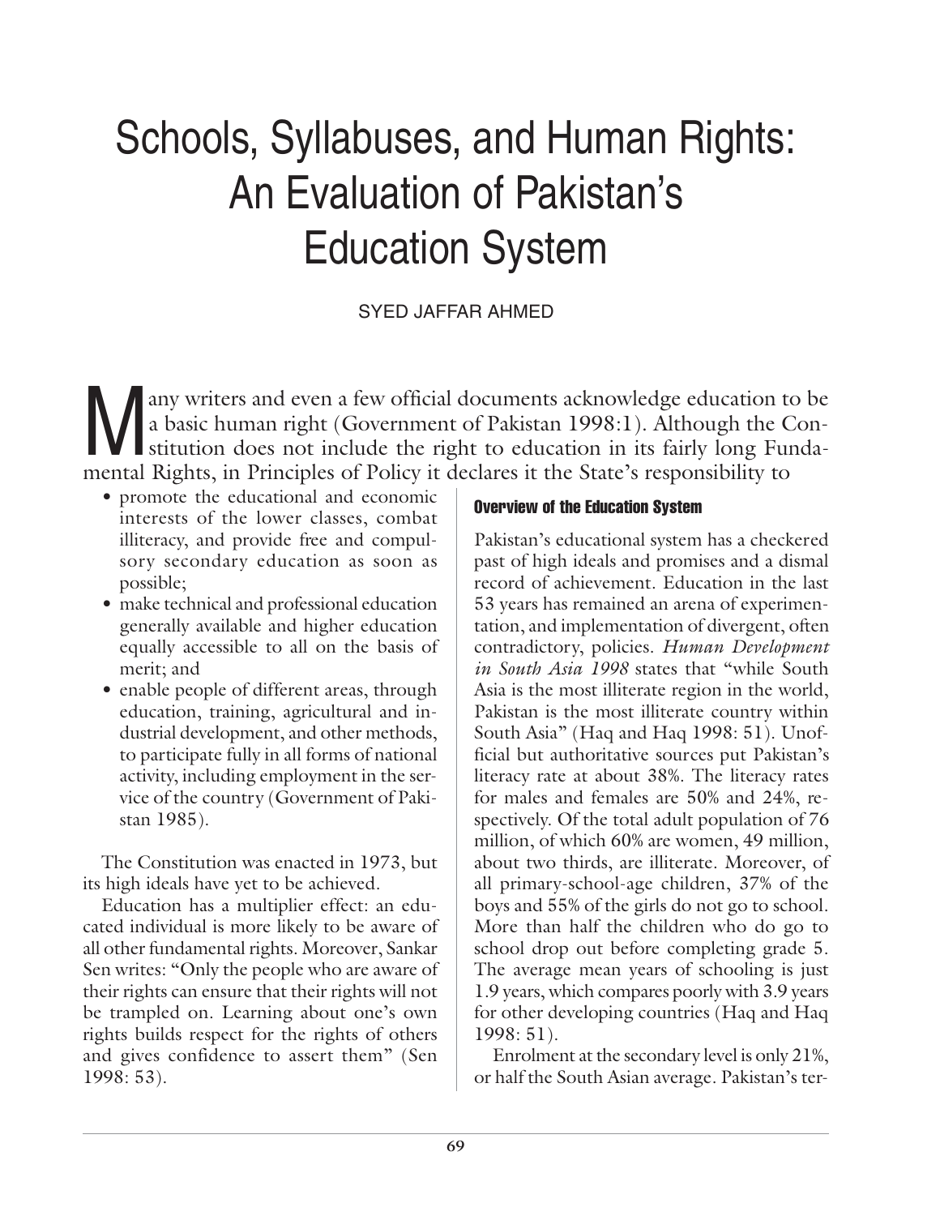# Schools, Syllabuses, and Human Rights: An Evaluation of Pakistan's Education System

SYED JAFFAR AHMED

Many writers and even a few official documents acknowledge education to be a basic human right (Government of Pakistan 1998:1). Although the Constitution does not include the right to education in its fairly long Fundamental Rights, in Principles of Policy it declares it the State's responsibility to

- promote the educational and economic interests of the lower classes, combat illiteracy, and provide free and compulsory secondary education as soon as possible;
- make technical and professional education generally available and higher education equally accessible to all on the basis of merit; and
- enable people of different areas, through education, training, agricultural and industrial development, and other methods, to participate fully in all forms of national activity, including employment in the service of the country (Government of Pakistan 1985).

The Constitution was enacted in 1973, but its high ideals have yet to be achieved.

Education has a multiplier effect: an educated individual is more likely to be aware of all other fundamental rights. Moreover, Sankar Sen writes: "Only the people who are aware of their rights can ensure that their rights will not be trampled on. Learning about one's own rights builds respect for the rights of others and gives confidence to assert them" (Sen 1998: 53).

## Overview of the Education System

Pakistan's educational system has a checkered past of high ideals and promises and a dismal record of achievement. Education in the last 53 years has remained an arena of experimentation, and implementation of divergent, often contradictory, policies. *Human Development in South Asia 1998* states that "while South Asia is the most illiterate region in the world, Pakistan is the most illiterate country within South Asia" (Haq and Haq 1998: 51). Unofficial but authoritative sources put Pakistan's literacy rate at about 38%. The literacy rates for males and females are 50% and 24%, respectively. Of the total adult population of 76 million, of which 60% are women, 49 million, about two thirds, are illiterate. Moreover, of all primary-school-age children, 37% of the boys and 55% of the girls do not go to school. More than half the children who do go to school drop out before completing grade 5. The average mean years of schooling is just 1.9 years, which compares poorly with 3.9 years for other developing countries (Haq and Haq 1998: 51).

Enrolment at the secondary level is only 21%, or half the South Asian average. Pakistan's ter-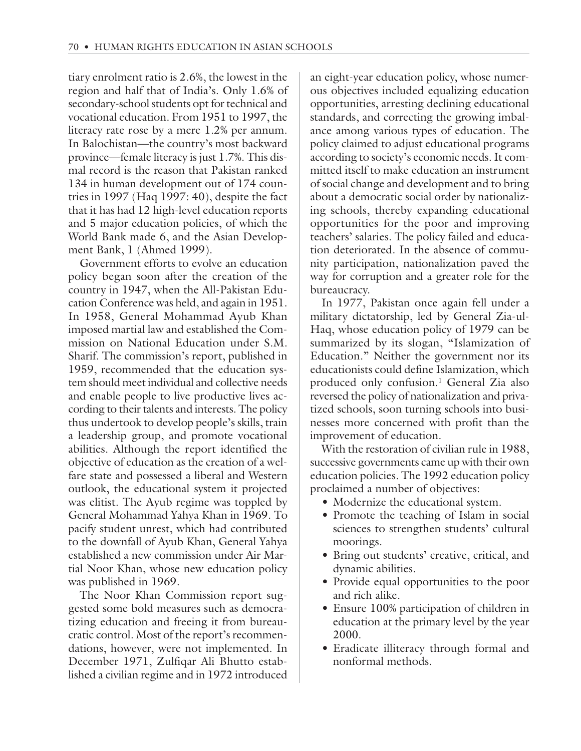tiary enrolment ratio is 2.6%, the lowest in the region and half that of India's. Only 1.6% of secondary-school students opt for technical and vocational education. From 1951 to 1997, the literacy rate rose by a mere 1.2% per annum. In Balochistan—the country's most backward province—female literacy is just 1.7%. This dismal record is the reason that Pakistan ranked 134 in human development out of 174 countries in 1997 (Haq 1997: 40), despite the fact that it has had 12 high-level education reports and 5 major education policies, of which the World Bank made 6, and the Asian Development Bank, 1 (Ahmed 1999).

Government efforts to evolve an education policy began soon after the creation of the country in 1947, when the All-Pakistan Education Conference was held, and again in 1951. In 1958, General Mohammad Ayub Khan imposed martial law and established the Commission on National Education under S.M. Sharif. The commission's report, published in 1959, recommended that the education system should meet individual and collective needs and enable people to live productive lives according to their talents and interests. The policy thus undertook to develop people's skills, train a leadership group, and promote vocational abilities. Although the report identified the objective of education as the creation of a welfare state and possessed a liberal and Western outlook, the educational system it projected was elitist. The Ayub regime was toppled by General Mohammad Yahya Khan in 1969. To pacify student unrest, which had contributed to the downfall of Ayub Khan, General Yahya established a new commission under Air Martial Noor Khan, whose new education policy was published in 1969.

The Noor Khan Commission report suggested some bold measures such as democratizing education and freeing it from bureaucratic control. Most of the report's recommendations, however, were not implemented. In December 1971, Zulfiqar Ali Bhutto established a civilian regime and in 1972 introduced an eight-year education policy, whose numerous objectives included equalizing education opportunities, arresting declining educational standards, and correcting the growing imbalance among various types of education. The policy claimed to adjust educational programs according to society's economic needs. It committed itself to make education an instrument of social change and development and to bring about a democratic social order by nationalizing schools, thereby expanding educational opportunities for the poor and improving teachers' salaries. The policy failed and education deteriorated. In the absence of community participation, nationalization paved the way for corruption and a greater role for the bureaucracy.

In 1977, Pakistan once again fell under a military dictatorship, led by General Zia-ul-Haq, whose education policy of 1979 can be summarized by its slogan, "Islamization of Education." Neither the government nor its educationists could define Islamization, which produced only confusion.[1] General Zia also reversed the policy of nationalization and privatized schools, soon turning schools into businesses more concerned with profit than the improvement of education.

With the restoration of civilian rule in 1988, successive governments came up with their own education policies. The 1992 education policy proclaimed a number of objectives:

- Modernize the educational system.
- Promote the teaching of Islam in social sciences to strengthen students' cultural moorings.
- Bring out students' creative, critical, and dynamic abilities.
- Provide equal opportunities to the poor and rich alike.
- Ensure 100% participation of children in education at the primary level by the year 2000.
- Eradicate illiteracy through formal and nonformal methods.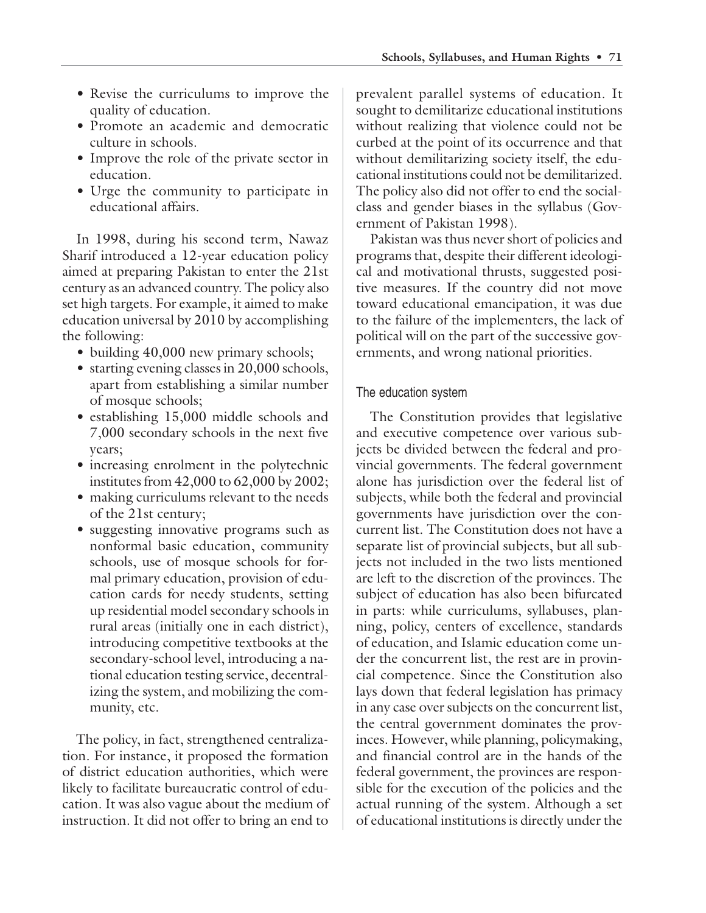- Revise the curriculums to improve the quality of education.
- Promote an academic and democratic culture in schools.
- Improve the role of the private sector in education.
- Urge the community to participate in educational affairs.

In 1998, during his second term, Nawaz Sharif introduced a 12-year education policy aimed at preparing Pakistan to enter the 21st century as an advanced country. The policy also set high targets. For example, it aimed to make education universal by 2010 by accomplishing the following:

- building 40,000 new primary schools;
- starting evening classes in 20,000 schools, apart from establishing a similar number of mosque schools;
- establishing 15,000 middle schools and 7,000 secondary schools in the next five years;
- increasing enrolment in the polytechnic institutes from 42,000 to 62,000 by 2002;
- making curriculums relevant to the needs of the 21st century;
- suggesting innovative programs such as nonformal basic education, community schools, use of mosque schools for formal primary education, provision of education cards for needy students, setting up residential model secondary schools in rural areas (initially one in each district), introducing competitive textbooks at the secondary-school level, introducing a national education testing service, decentralizing the system, and mobilizing the community, etc.

The policy, in fact, strengthened centralization. For instance, it proposed the formation of district education authorities, which were likely to facilitate bureaucratic control of education. It was also vague about the medium of instruction. It did not offer to bring an end to prevalent parallel systems of education. It sought to demilitarize educational institutions without realizing that violence could not be curbed at the point of its occurrence and that without demilitarizing society itself, the educational institutions could not be demilitarized. The policy also did not offer to end the social-class and gender biases in the syllabus (Government of Pakistan 1998).

Pakistan was thus never short of policies and programs that, despite their different ideological and motivational thrusts, suggested positive measures. If the country did not move toward educational emancipation, it was due to the failure of the implementers, the lack of political will on the part of the successive governments, and wrong national priorities.

## The education system

The Constitution provides that legislative and executive competence over various subjects be divided between the federal and provincial governments. The federal government alone has jurisdiction over the federal list of subjects, while both the federal and provincial governments have jurisdiction over the concurrent list. The Constitution does not have a separate list of provincial subjects, but all subjects not included in the two lists mentioned are left to the discretion of the provinces. The subject of education has also been bifurcated in parts: while curriculums, syllabuses, planning, policy, centers of excellence, standards of education, and Islamic education come under the concurrent list, the rest are in provincial competence. Since the Constitution also lays down that federal legislation has primacy in any case over subjects on the concurrent list, the central government dominates the provinces. However, while planning, policymaking, and financial control are in the hands of the federal government, the provinces are responsible for the execution of the policies and the actual running of the system. Although a set of educational institutions is directly under the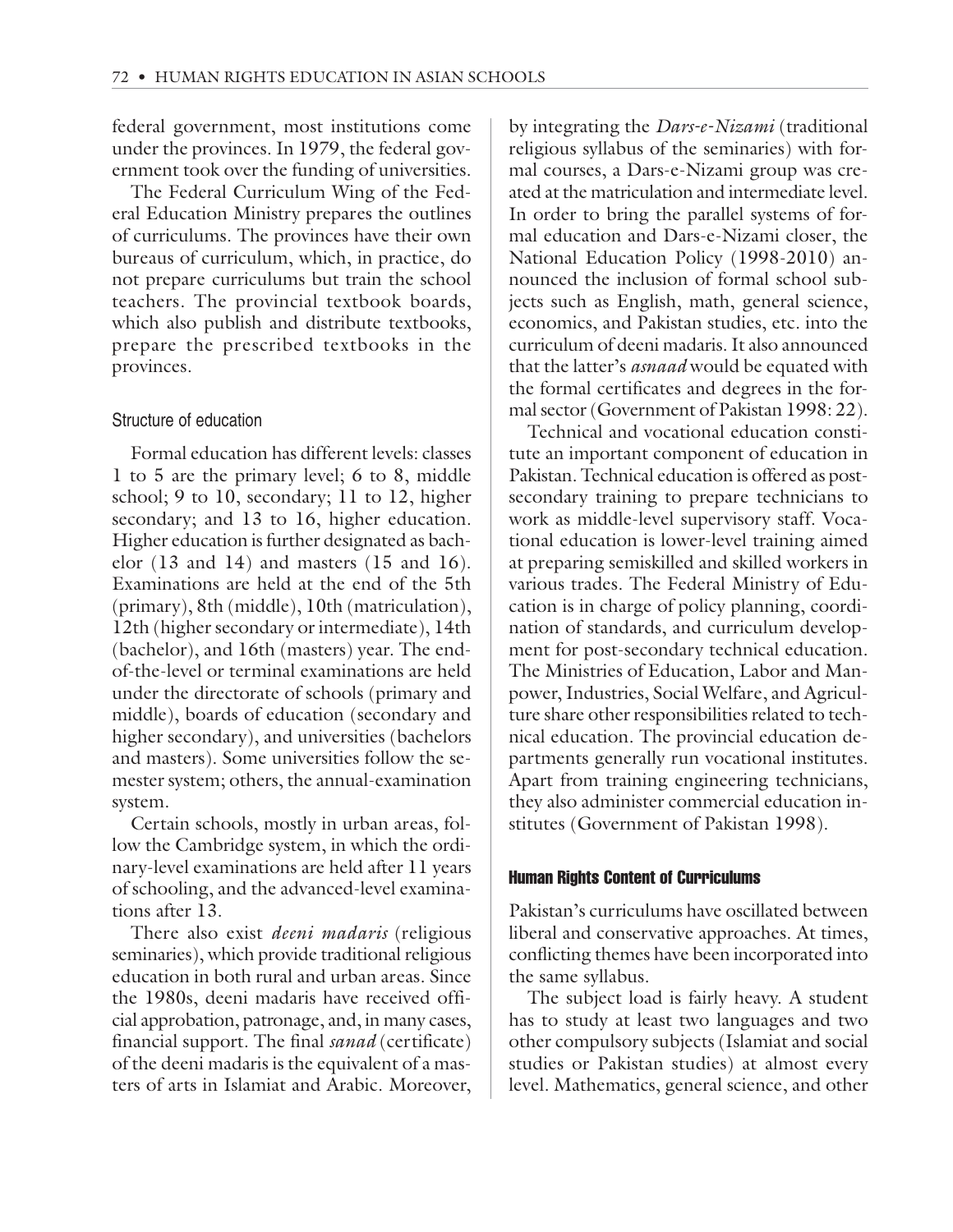federal government, most institutions come under the provinces. In 1979, the federal government took over the funding of universities.

The Federal Curriculum Wing of the Federal Education Ministry prepares the outlines of curriculums. The provinces have their own bureaus of curriculum, which, in practice, do not prepare curriculums but train the school teachers. The provincial textbook boards, which also publish and distribute textbooks, prepare the prescribed textbooks in the provinces.

### Structure of education

Formal education has different levels: classes 1 to 5 are the primary level; 6 to 8, middle school; 9 to 10, secondary; 11 to 12, higher secondary; and 13 to 16, higher education. Higher education is further designated as bachelor (13 and 14) and masters (15 and 16). Examinations are held at the end of the 5th (primary), 8th (middle), 10th (matriculation), 12th (higher secondary or intermediate), 14th (bachelor), and 16th (masters) year. The end-of-the-level or terminal examinations are held under the directorate of schools (primary and middle), boards of education (secondary and higher secondary), and universities (bachelors and masters). Some universities follow the semester system; others, the annual-examination system.

Certain schools, mostly in urban areas, follow the Cambridge system, in which the ordinary-level examinations are held after 11 years of schooling, and the advanced-level examinations after 13.

There also exist *deeni madaris* (religious seminaries), which provide traditional religious education in both rural and urban areas. Since the 1980s, deeni madaris have received official approbation, patronage, and, in many cases, financial support. The final *sanad* (certificate) of the deeni madaris is the equivalent of a masters of arts in Islamiat and Arabic. Moreover, by integrating the *Dars-e-Nizami* (traditional religious syllabus of the seminaries) with formal courses, a Dars-e-Nizami group was created at the matriculation and intermediate level. In order to bring the parallel systems of formal education and Dars-e-Nizami closer, the National Education Policy (1998-2010) announced the inclusion of formal school subjects such as English, math, general science, economics, and Pakistan studies, etc. into the curriculum of deeni madaris. It also announced that the latter's *asnaad* would be equated with the formal certificates and degrees in the formal sector (Government of Pakistan 1998: 22).

Technical and vocational education constitute an important component of education in Pakistan. Technical education is offered as post-secondary training to prepare technicians to work as middle-level supervisory staff. Vocational education is lower-level training aimed at preparing semiskilled and skilled workers in various trades. The Federal Ministry of Education is in charge of policy planning, coordination of standards, and curriculum development for post-secondary technical education. The Ministries of Education, Labor and Manpower, Industries, Social Welfare, and Agriculture share other responsibilities related to technical education. The provincial education departments generally run vocational institutes. Apart from training engineering technicians, they also administer commercial education institutes (Government of Pakistan 1998).

## Human Rights Content of Curriculums

Pakistan's curriculums have oscillated between liberal and conservative approaches. At times, conflicting themes have been incorporated into the same syllabus.

The subject load is fairly heavy. A student has to study at least two languages and two other compulsory subjects (Islamiat and social studies or Pakistan studies) at almost every level. Mathematics, general science, and other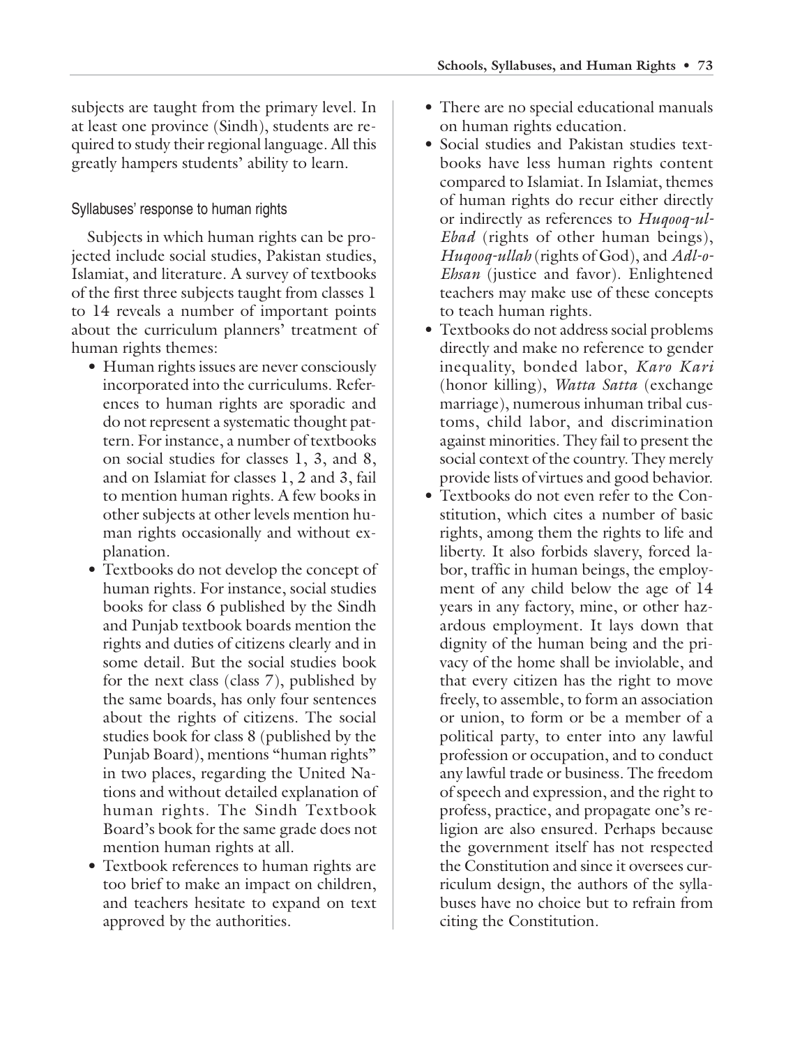subjects are taught from the primary level. In at least one province (Sindh), students are required to study their regional language. All this greatly hampers students' ability to learn.

### Syllabuses' response to human rights

Subjects in which human rights can be projected include social studies, Pakistan studies, Islamiat, and literature. A survey of textbooks of the first three subjects taught from classes 1 to 14 reveals a number of important points about the curriculum planners' treatment of human rights themes:

- Human rights issues are never consciously incorporated into the curriculums. References to human rights are sporadic and do not represent a systematic thought pattern. For instance, a number of textbooks on social studies for classes 1, 3, and 8, and on Islamiat for classes 1, 2 and 3, fail to mention human rights. A few books in other subjects at other levels mention human rights occasionally and without explanation.
- Textbooks do not develop the concept of human rights. For instance, social studies books for class 6 published by the Sindh and Punjab textbook boards mention the rights and duties of citizens clearly and in some detail. But the social studies book for the next class (class 7), published by the same boards, has only four sentences about the rights of citizens. The social studies book for class 8 (published by the Punjab Board), mentions "human rights" in two places, regarding the United Nations and without detailed explanation of human rights. The Sindh Textbook Board's book for the same grade does not mention human rights at all.
- Textbook references to human rights are too brief to make an impact on children, and teachers hesitate to expand on text approved by the authorities.
- There are no special educational manuals on human rights education.
- Social studies and Pakistan studies textbooks have less human rights content compared to Islamiat. In Islamiat, themes of human rights do recur either directly or indirectly as references to *Huqooq-ul-Ebad* (rights of other human beings), *Huqooq-ullah* (rights of God), and *Adl-o-Ehsan* (justice and favor). Enlightened teachers may make use of these concepts to teach human rights.
- Textbooks do not address social problems directly and make no reference to gender inequality, bonded labor, *Karo Kari* (honor killing), *Watta Satta* (exchange marriage), numerous inhuman tribal customs, child labor, and discrimination against minorities. They fail to present the social context of the country. They merely provide lists of virtues and good behavior.
- Textbooks do not even refer to the Constitution, which cites a number of basic rights, among them the rights to life and liberty. It also forbids slavery, forced labor, traffic in human beings, the employment of any child below the age of 14 years in any factory, mine, or other hazardous employment. It lays down that dignity of the human being and the privacy of the home shall be inviolable, and that every citizen has the right to move freely, to assemble, to form an association or union, to form or be a member of a political party, to enter into any lawful profession or occupation, and to conduct any lawful trade or business. The freedom of speech and expression, and the right to profess, practice, and propagate one's religion are also ensured. Perhaps because the government itself has not respected the Constitution and since it oversees curriculum design, the authors of the syllabuses have no choice but to refrain from citing the Constitution.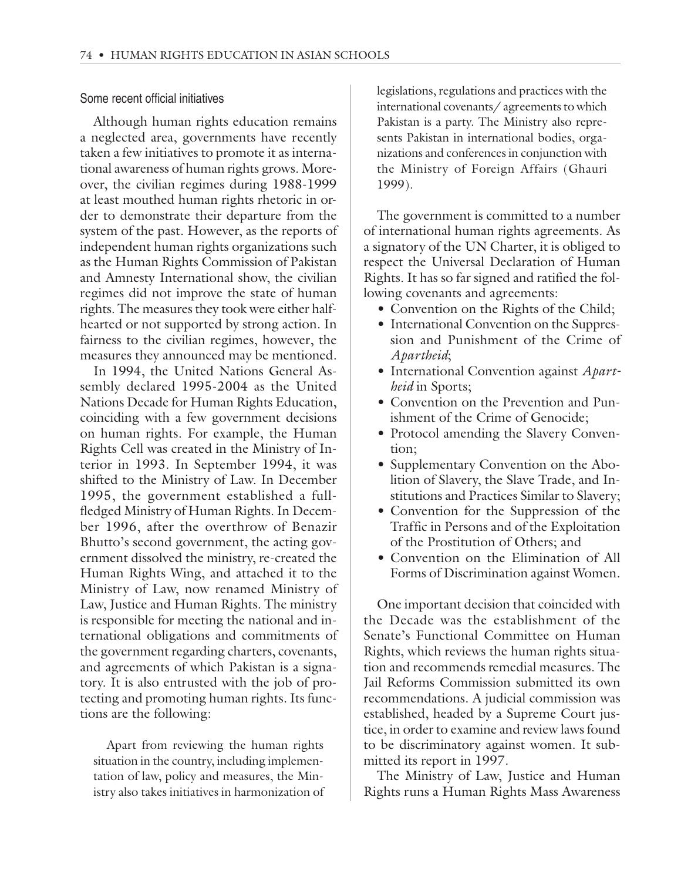### Some recent official initiatives

Although human rights education remains a neglected area, governments have recently taken a few initiatives to promote it as international awareness of human rights grows. Moreover, the civilian regimes during 1988-1999 at least mouthed human rights rhetoric in order to demonstrate their departure from the system of the past. However, as the reports of independent human rights organizations such as the Human Rights Commission of Pakistan and Amnesty International show, the civilian regimes did not improve the state of human rights. The measures they took were either half-hearted or not supported by strong action. In fairness to the civilian regimes, however, the measures they announced may be mentioned.

In 1994, the United Nations General Assembly declared 1995-2004 as the United Nations Decade for Human Rights Education, coinciding with a few government decisions on human rights. For example, the Human Rights Cell was created in the Ministry of Interior in 1993. In September 1994, it was shifted to the Ministry of Law. In December 1995, the government established a full-fledged Ministry of Human Rights. In December 1996, after the overthrow of Benazir Bhutto's second government, the acting government dissolved the ministry, re-created the Human Rights Wing, and attached it to the Ministry of Law, now renamed Ministry of Law, Justice and Human Rights. The ministry is responsible for meeting the national and international obligations and commitments of the government regarding charters, covenants, and agreements of which Pakistan is a signatory. It is also entrusted with the job of protecting and promoting human rights. Its functions are the following:

> Apart from reviewing the human rights situation in the country, including implementation of law, policy and measures, the Ministry also takes initiatives in harmonization of legislations, regulations and practices with the international covenants/ agreements to which Pakistan is a party. The Ministry also represents Pakistan in international bodies, organizations and conferences in conjunction with the Ministry of Foreign Affairs (Ghauri 1999).

The government is committed to a number of international human rights agreements. As a signatory of the UN Charter, it is obliged to respect the Universal Declaration of Human Rights. It has so far signed and ratified the following covenants and agreements:

- Convention on the Rights of the Child;
- International Convention on the Suppression and Punishment of the Crime of *Apartheid*;
- International Convention against *Apartheid* in Sports;
- Convention on the Prevention and Punishment of the Crime of Genocide;
- Protocol amending the Slavery Convention;
- Supplementary Convention on the Abolition of Slavery, the Slave Trade, and Institutions and Practices Similar to Slavery;
- Convention for the Suppression of the Traffic in Persons and of the Exploitation of the Prostitution of Others; and
- Convention on the Elimination of All Forms of Discrimination against Women.

One important decision that coincided with the Decade was the establishment of the Senate's Functional Committee on Human Rights, which reviews the human rights situation and recommends remedial measures. The Jail Reforms Commission submitted its own recommendations. A judicial commission was established, headed by a Supreme Court justice, in order to examine and review laws found to be discriminatory against women. It submitted its report in 1997.

The Ministry of Law, Justice and Human Rights runs a Human Rights Mass Awareness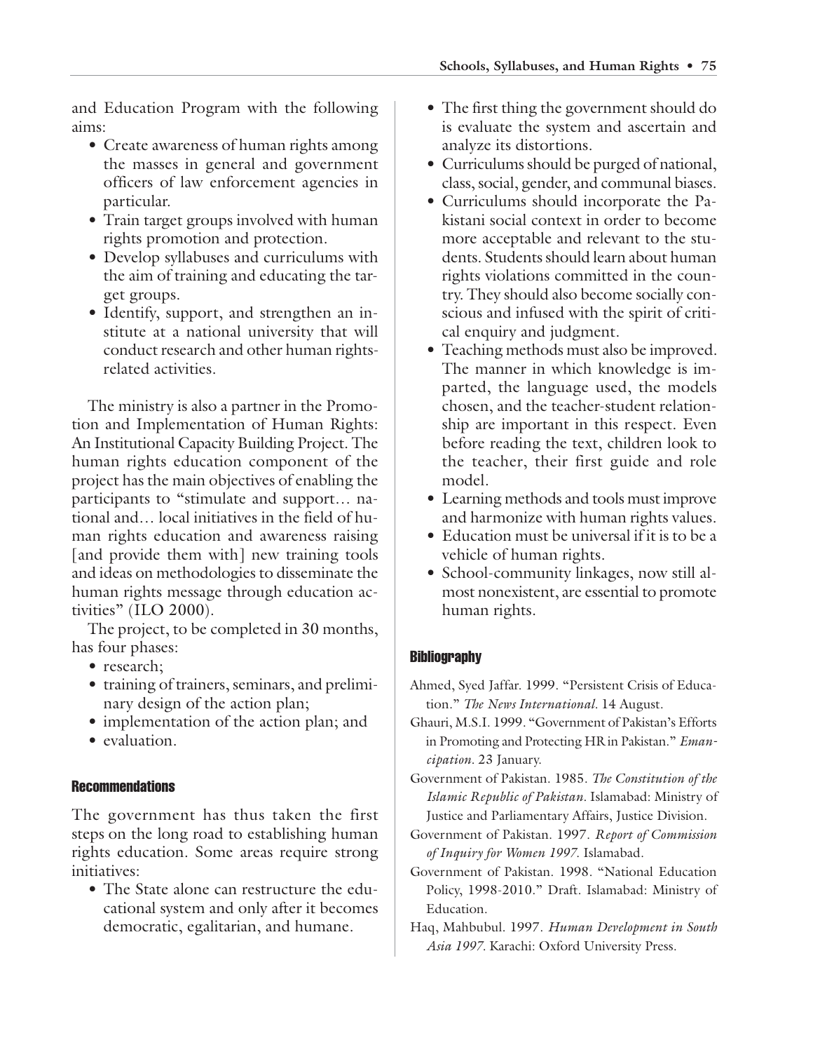and Education Program with the following aims:

- Create awareness of human rights among the masses in general and government officers of law enforcement agencies in particular.
- Train target groups involved with human rights promotion and protection.
- Develop syllabuses and curriculums with the aim of training and educating the target groups.
- Identify, support, and strengthen an institute at a national university that will conduct research and other human rights-related activities.

The ministry is also a partner in the Promotion and Implementation of Human Rights: An Institutional Capacity Building Project. The human rights education component of the project has the main objectives of enabling the participants to "stimulate and support… national and… local initiatives in the field of human rights education and awareness raising [and provide them with] new training tools and ideas on methodologies to disseminate the human rights message through education activities" (ILO 2000).

The project, to be completed in 30 months, has four phases:

- research;
- training of trainers, seminars, and preliminary design of the action plan;
- implementation of the action plan; and
- evaluation.

### Recommendations

The government has thus taken the first steps on the long road to establishing human rights education. Some areas require strong initiatives:

- The State alone can restructure the educational system and only after it becomes democratic, egalitarian, and humane.
- The first thing the government should do is evaluate the system and ascertain and analyze its distortions.
- Curriculums should be purged of national, class, social, gender, and communal biases.
- Curriculums should incorporate the Pakistani social context in order to become more acceptable and relevant to the students. Students should learn about human rights violations committed in the country. They should also become socially conscious and infused with the spirit of critical enquiry and judgment.
- Teaching methods must also be improved. The manner in which knowledge is imparted, the language used, the models chosen, and the teacher-student relationship are important in this respect. Even before reading the text, children look to the teacher, their first guide and role model.
- Learning methods and tools must improve and harmonize with human rights values.
- Education must be universal if it is to be a vehicle of human rights.
- School-community linkages, now still almost nonexistent, are essential to promote human rights.

### Bibliography

Ahmed, Syed Jaffar. 1999. "Persistent Crisis of Education." *The News International*. 14 August.

Ghauri, M.S.I. 1999. "Government of Pakistan's Efforts in Promoting and Protecting HR in Pakistan." *Emancipation*. 23 January.

Government of Pakistan. 1985. *The Constitution of the Islamic Republic of Pakistan*. Islamabad: Ministry of Justice and Parliamentary Affairs, Justice Division.

Government of Pakistan. 1997. *Report of Commission of Inquiry for Women 1997*. Islamabad.

Government of Pakistan. 1998. "National Education Policy, 1998-2010." Draft. Islamabad: Ministry of Education.

Haq, Mahbubul. 1997. *Human Development in South Asia 1997*. Karachi: Oxford University Press.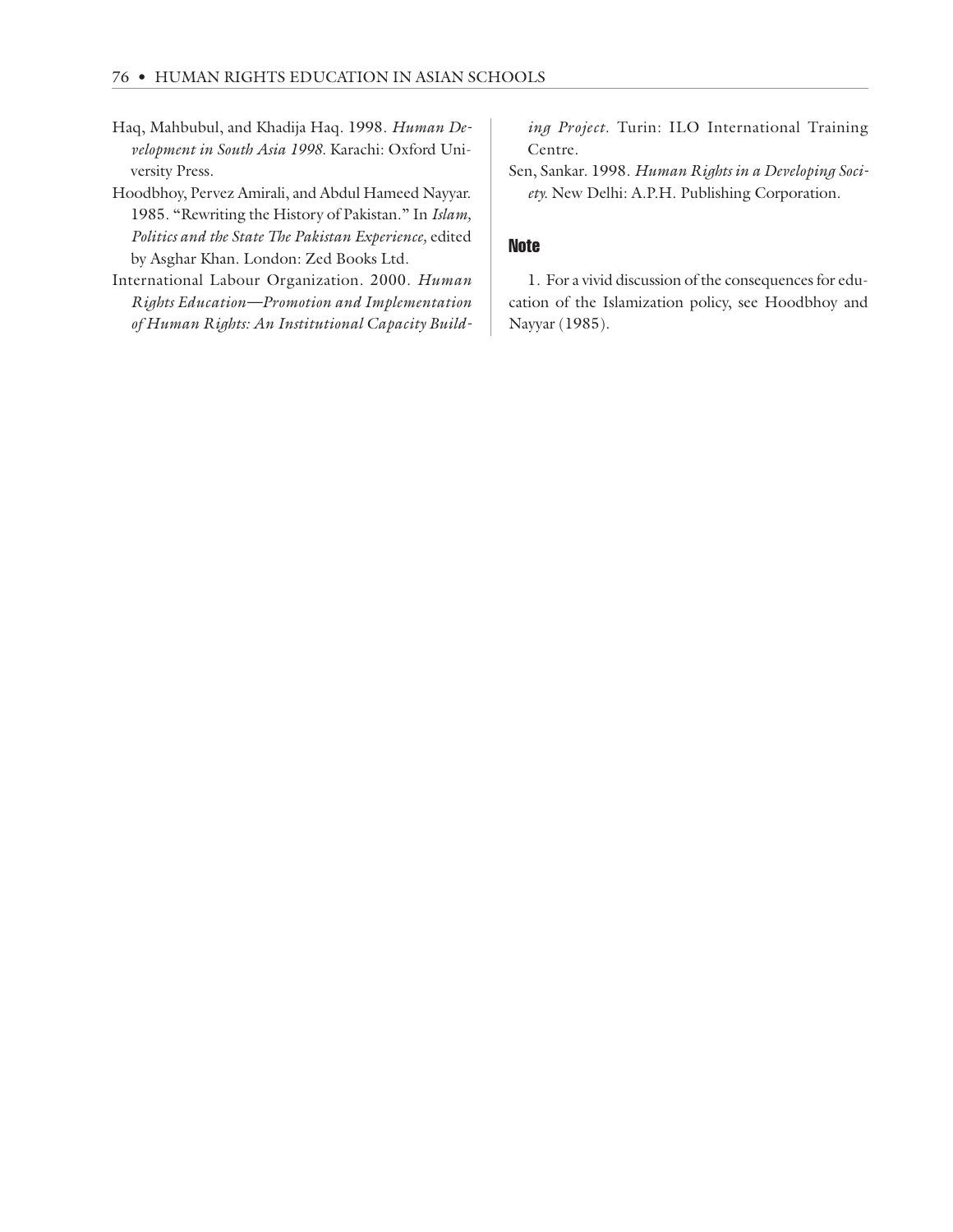Haq, Mahbubul, and Khadija Haq. 1998. *Human Development in South Asia 1998*. Karachi: Oxford University Press.

Hoodbhoy, Pervez Amirali, and Abdul Hameed Nayyar. 1985. "Rewriting the History of Pakistan." In *Islam, Politics and the State The Pakistan Experience*, edited by Asghar Khan. London: Zed Books Ltd.

International Labour Organization. 2000. *Human Rights Education—Promotion and Implementation of Human Rights: An Institutional Capacity Building Project*. Turin: ILO International Training Centre.

Sen, Sankar. 1998. *Human Rights in a Developing Society*. New Delhi: A.P.H. Publishing Corporation.

## Note

1. For a vivid discussion of the consequences for education of the Islamization policy, see Hoodbhoy and Nayyar (1985).